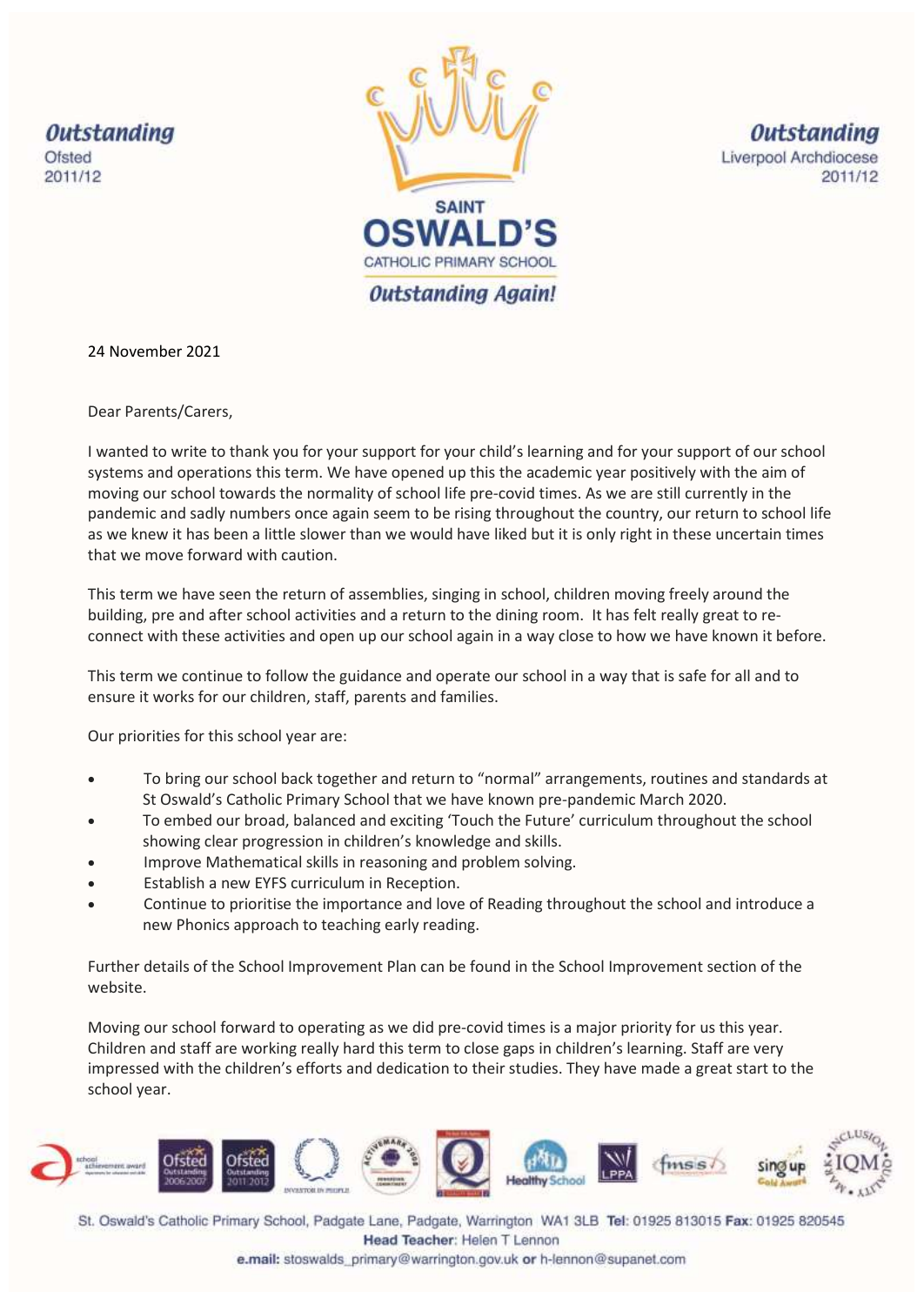*Outstanding*
Ofsted
2011/12

SAINT
OSWALD'S
CATHOLIC PRIMARY SCHOOL
*Outstanding Again!*

*Outstanding*
Liverpool Archdiocese
2011/12

24 November 2021

Dear Parents/Carers,

I wanted to write to thank you for your support for your child's learning and for your support of our school systems and operations this term. We have opened up this the academic year positively with the aim of moving our school towards the normality of school life pre-covid times. As we are still currently in the pandemic and sadly numbers once again seem to be rising throughout the country, our return to school life as we knew it has been a little slower than we would have liked but it is only right in these uncertain times that we move forward with caution.

This term we have seen the return of assemblies, singing in school, children moving freely around the building, pre and after school activities and a return to the dining room. It has felt really great to re-connect with these activities and open up our school again in a way close to how we have known it before.

This term we continue to follow the guidance and operate our school in a way that is safe for all and to ensure it works for our children, staff, parents and families.

Our priorities for this school year are:

- To bring our school back together and return to "normal" arrangements, routines and standards at St Oswald's Catholic Primary School that we have known pre-pandemic March 2020.
- To embed our broad, balanced and exciting 'Touch the Future' curriculum throughout the school showing clear progression in children's knowledge and skills.
- Improve Mathematical skills in reasoning and problem solving.
- Establish a new EYFS curriculum in Reception.
- Continue to prioritise the importance and love of Reading throughout the school and introduce a new Phonics approach to teaching early reading.

Further details of the School Improvement Plan can be found in the School Improvement section of the website.

Moving our school forward to operating as we did pre-covid times is a major priority for us this year. Children and staff are working really hard this term to close gaps in children's learning. Staff are very impressed with the children's efforts and dedication to their studies. They have made a great start to the school year.

St. Oswald's Catholic Primary School, Padgate Lane, Padgate, Warrington WA1 3LB **Tel:** 01925 813015 **Fax:** 01925 820545
**Head Teacher:** Helen T Lennon
**e.mail:** stoswalds_primary@warrington.gov.uk **or** h-lennon@supanet.com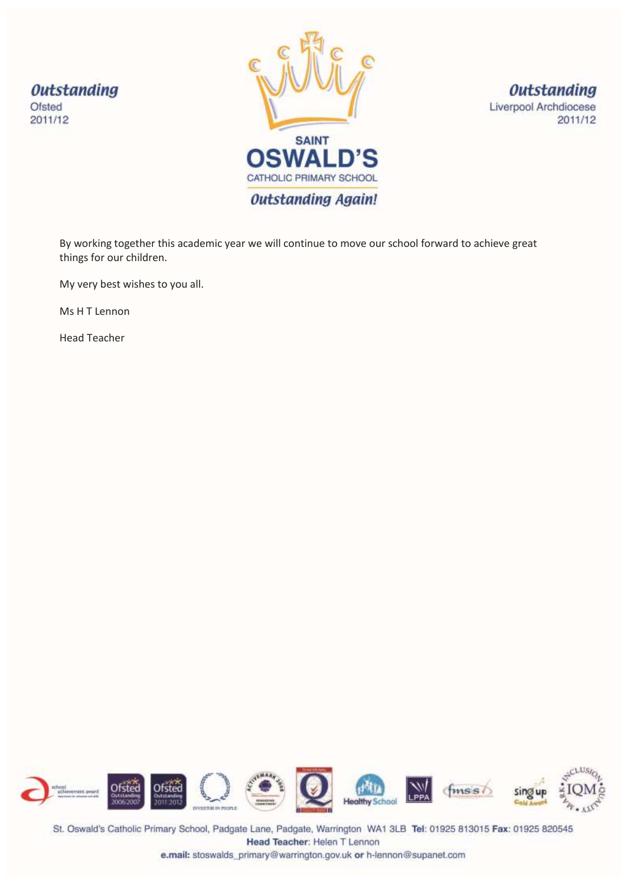**Outstanding**
Ofsted
2011/12

SAINT
**OSWALD'S**
CATHOLIC PRIMARY SCHOOL
***Outstanding Again!***

**Outstanding**
Liverpool Archdiocese
2011/12

By working together this academic year we will continue to move our school forward to achieve great things for our children.

My very best wishes to you all.

Ms H T Lennon

Head Teacher

St. Oswald's Catholic Primary School, Padgate Lane, Padgate, Warrington WA1 3LB **Tel**: 01925 813015 **Fax**: 01925 820545
**Head Teacher**: Helen T Lennon
**e.mail:** stoswalds_primary@warrington.gov.uk **or** h-lennon@supanet.com